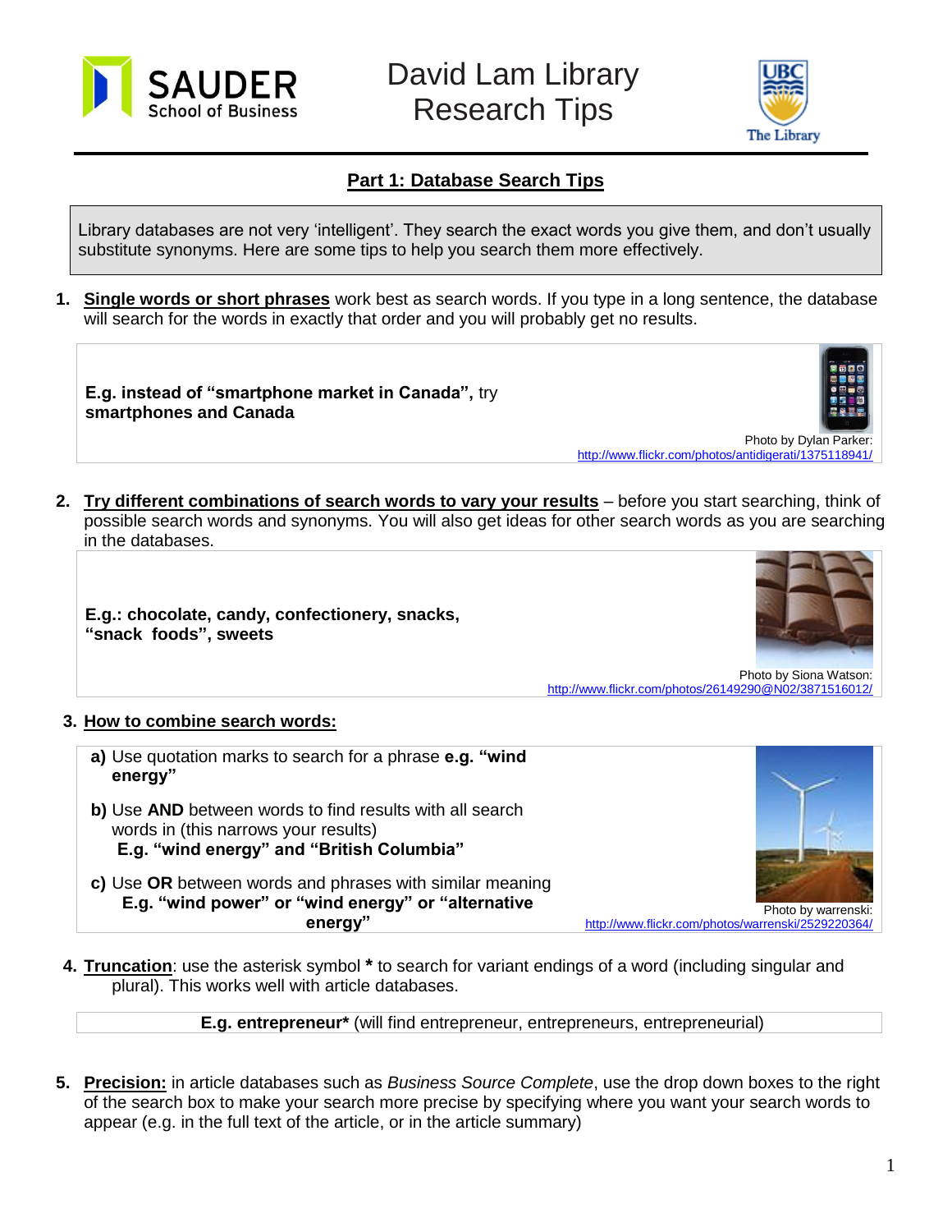# David Lam Library Research Tips

SAUDER School of Business | UBC The Library

## Part 1: Database Search Tips

Library databases are not very 'intelligent'. They search the exact words you give them, and don't usually substitute synonyms. Here are some tips to help you search them more effectively.

1. **Single words or short phrases** work best as search words. If you type in a long sentence, the database will search for the words in exactly that order and you will probably get no results.

   **E.g. instead of "smartphone market in Canada",** try **smartphones and Canada**

   Photo by Dylan Parker: http://www.flickr.com/photos/antidigerati/1375118941/

2. **Try different combinations of search words to vary your results** – before you start searching, think of possible search words and synonyms. You will also get ideas for other search words as you are searching in the databases.

   **E.g.: chocolate, candy, confectionery, snacks, "snack foods", sweets**

   Photo by Siona Watson: http://www.flickr.com/photos/26149290@N02/3871516012/

3. **How to combine search words:**

   **a)** Use quotation marks to search for a phrase **e.g. "wind energy"**

   **b)** Use **AND** between words to find results with all search words in (this narrows your results)
   **E.g. "wind energy" and "British Columbia"**

   **c)** Use **OR** between words and phrases with similar meaning
   **E.g. "wind power" or "wind energy" or "alternative energy"**

   Photo by warrenski: http://www.flickr.com/photos/warrenski/2529220364/

4. **Truncation**: use the asterisk symbol **\*** to search for variant endings of a word (including singular and plural). This works well with article databases.

   **E.g. entrepreneur*** (will find entrepreneur, entrepreneurs, entrepreneurial)

5. **Precision:** in article databases such as *Business Source Complete*, use the drop down boxes to the right of the search box to make your search more precise by specifying where you want your search words to appear (e.g. in the full text of the article, or in the article summary)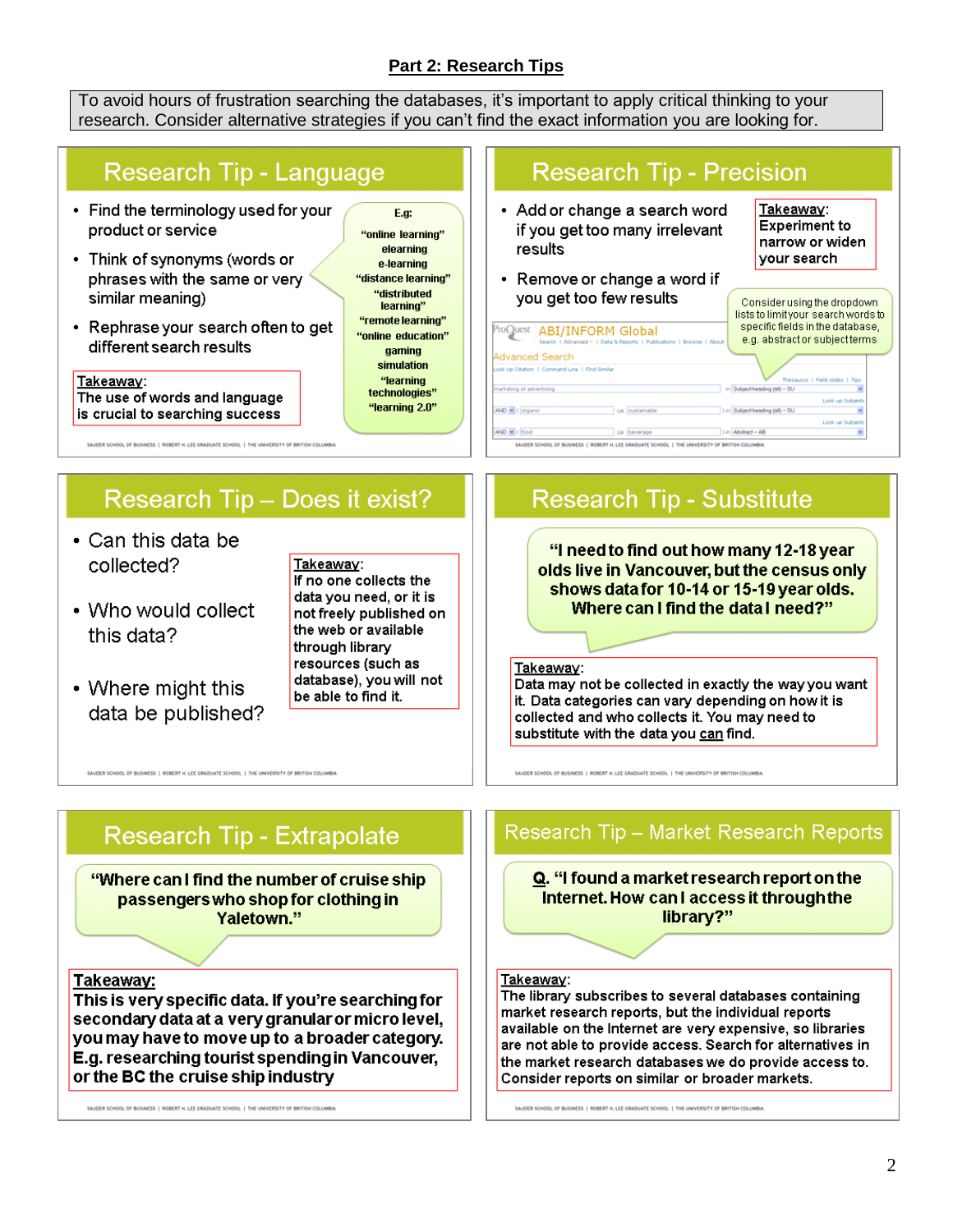## Part 2: Research Tips

To avoid hours of frustration searching the databases, it's important to apply critical thinking to your research. Consider alternative strategies if you can't find the exact information you are looking for.

### Research Tip - Language

- Find the terminology used for your product or service
- Think of synonyms (words or phrases with the same or very similar meaning)
- Rephrase your search often to get different search results

E.g:
"online learning"
elearning
e-learning
"distance learning"
"distributed learning"
"remote learning"
"online education"
gaming
simulation
"learning technologies"
"learning 2.0"

**Takeaway:** The use of words and language is crucial to searching success

### Research Tip - Precision

- Add or change a search word if you get too many irrelevant results
- Remove or change a word if you get too few results

**Takeaway:** Experiment to narrow or widen your search

Consider using the dropdown lists to limit your search words to specific fields in the database, e.g. abstract or subject terms

ProQuest ABI/INFORM Global
Advanced Search
marketing or advertising — Subject heading (all) – SU
AND organic OR sustainable — Subject heading (all) – SU
AND food OR beverage — Abstract – AB

### Research Tip – Does it exist?

- Can this data be collected?
- Who would collect this data?
- Where might this data be published?

**Takeaway:** If no one collects the data you need, or it is not freely published on the web or available through library resources (such as database), you will not be able to find it.

### Research Tip - Substitute

"I need to find out how many 12-18 year olds live in Vancouver, but the census only shows data for 10-14 or 15-19 year olds. Where can I find the data I need?"

**Takeaway:** Data may not be collected in exactly the way you want it. Data categories can vary depending on how it is collected and who collects it. You may need to substitute with the data you can find.

### Research Tip - Extrapolate

"Where can I find the number of cruise ship passengers who shop for clothing in Yaletown."

**Takeaway:** This is very specific data. If you're searching for secondary data at a very granular or micro level, you may have to move up to a broader category. E.g. researching tourist spending in Vancouver, or the BC the cruise ship industry

### Research Tip – Market Research Reports

**Q.** "I found a market research report on the Internet. How can I access it through the library?"

**Takeaway:** The library subscribes to several databases containing market research reports, but the individual reports available on the Internet are very expensive, so libraries are not able to provide access. Search for alternatives in the market research databases we do provide access to. Consider reports on similar or broader markets.